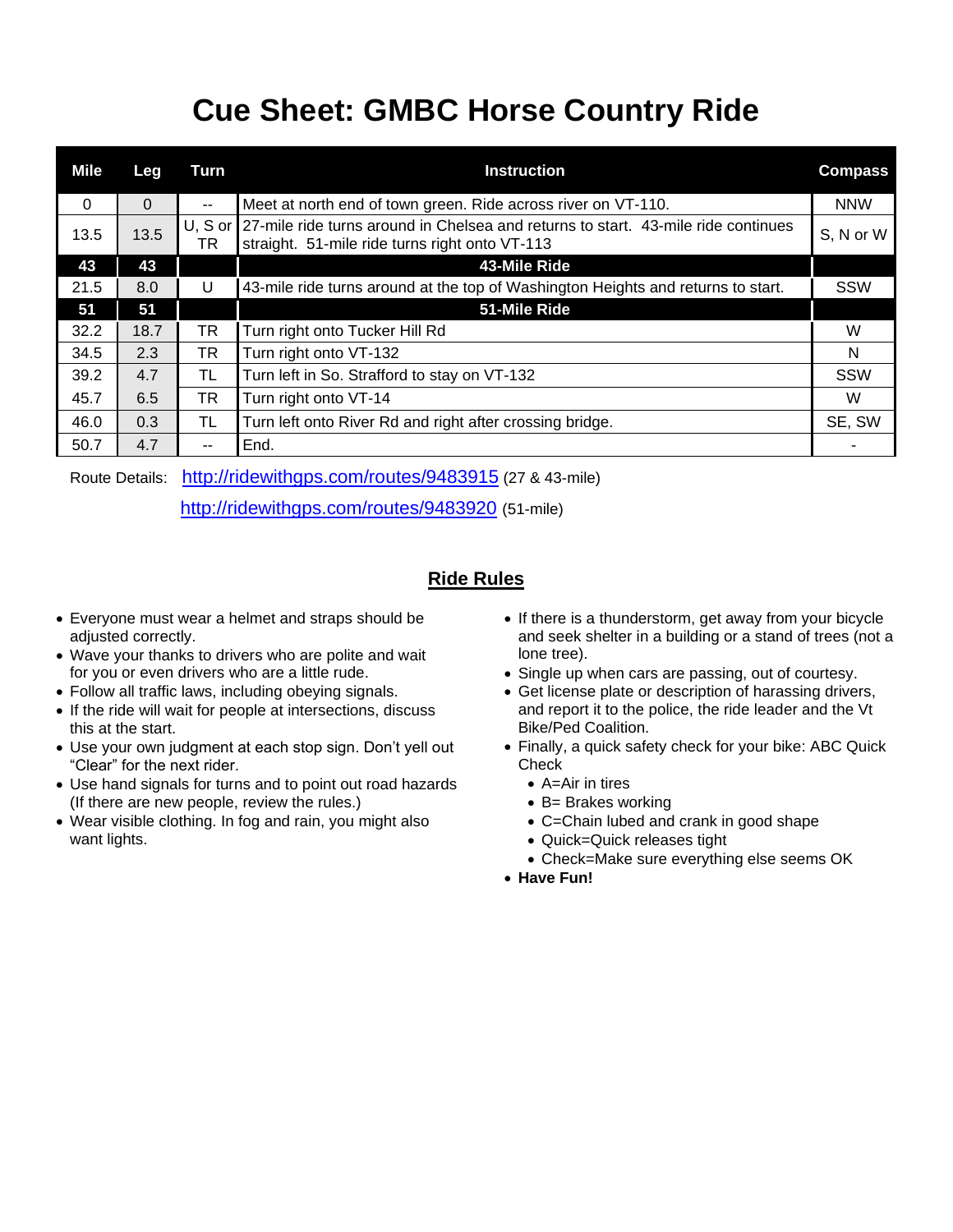# Cue Sheet: GMBC Horse Country Ride

| Mile | Leg | Turn | Instruction | Compass |
|---|---|---|---|---|
| 0 | 0 | -- | Meet at north end of town green. Ride across river on VT-110. | NNW |
| 13.5 | 13.5 | U, S or TR | 27-mile ride turns around in Chelsea and returns to start. 43-mile ride continues straight. 51-mile ride turns right onto VT-113 | S, N or W |
| **43** | **43** | | **43-Mile Ride** | |
| 21.5 | 8.0 | U | 43-mile ride turns around at the top of Washington Heights and returns to start. | SSW |
| **51** | **51** | | **51-Mile Ride** | |
| 32.2 | 18.7 | TR | Turn right onto Tucker Hill Rd | W |
| 34.5 | 2.3 | TR | Turn right onto VT-132 | N |
| 39.2 | 4.7 | TL | Turn left in So. Strafford to stay on VT-132 | SSW |
| 45.7 | 6.5 | TR | Turn right onto VT-14 | W |
| 46.0 | 0.3 | TL | Turn left onto River Rd and right after crossing bridge. | SE, SW |
| 50.7 | 4.7 | -- | End. | - |

Route Details: http://ridewithgps.com/routes/9483915 (27 & 43-mile)

http://ridewithgps.com/routes/9483920 (51-mile)

## Ride Rules

- Everyone must wear a helmet and straps should be adjusted correctly.
- Wave your thanks to drivers who are polite and wait for you or even drivers who are a little rude.
- Follow all traffic laws, including obeying signals.
- If the ride will wait for people at intersections, discuss this at the start.
- Use your own judgment at each stop sign. Don't yell out "Clear" for the next rider.
- Use hand signals for turns and to point out road hazards (If there are new people, review the rules.)
- Wear visible clothing. In fog and rain, you might also want lights.
- If there is a thunderstorm, get away from your bicycle and seek shelter in a building or a stand of trees (not a lone tree).
- Single up when cars are passing, out of courtesy.
- Get license plate or description of harassing drivers, and report it to the police, the ride leader and the Vt Bike/Ped Coalition.
- Finally, a quick safety check for your bike: ABC Quick Check
  - A=Air in tires
  - B= Brakes working
  - C=Chain lubed and crank in good shape
  - Quick=Quick releases tight
  - Check=Make sure everything else seems OK
- **Have Fun!**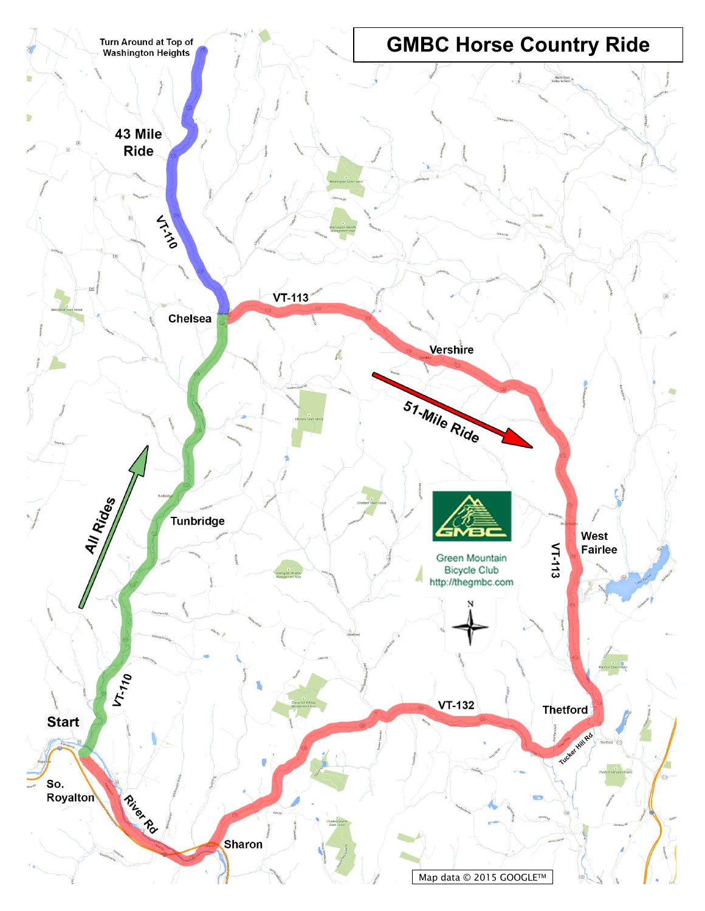# GMBC Horse Country Ride

Turn Around at Top of Washington Heights

43 Mile Ride

VT-110

Chelsea

VT-113

Vershire

51-Mile Ride

All Rides

Tunbridge

West Fairlee

VT-113

Green Mountain Bicycle Club
http://thegmbc.com

N

VT-110

Start

VT-132

Thetford

Tucker Hill Rd

So. Royalton

River Rd

Sharon

Map data © 2015 GOOGLE™